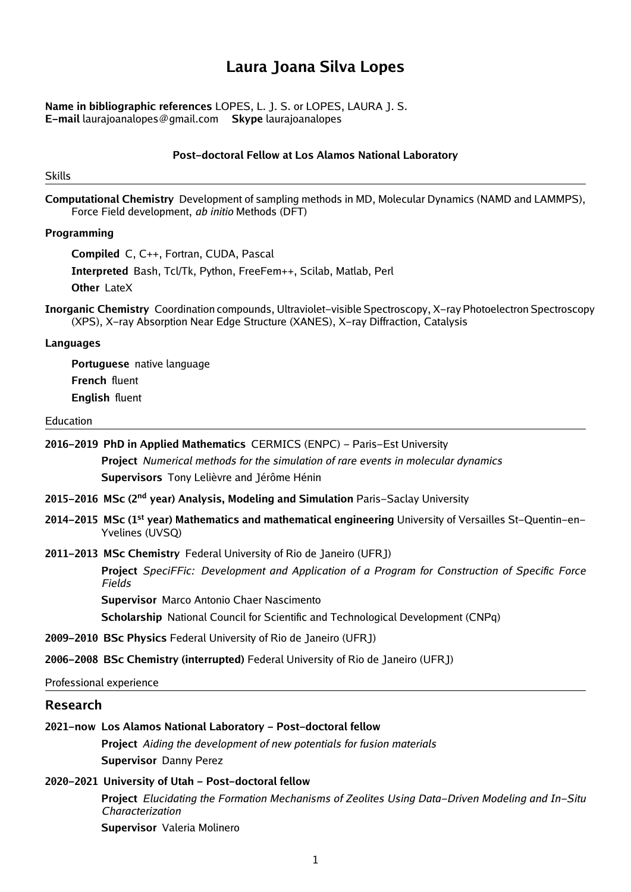# Laura Joana Silva Lopes

**Name in bibliographic references** LOPES, L. J. S. or LOPES, LAURA J. S.
**E-mail** laurajoanalopes@gmail.com **Skype** laurajoanalopes

**Post-doctoral Fellow at Los Alamos National Laboratory**

## Skills

**Computational Chemistry** Development of sampling methods in MD, Molecular Dynamics (NAMD and LAMMPS), Force Field development, *ab initio* Methods (DFT)

**Programming**

- **Compiled** C, C++, Fortran, CUDA, Pascal
- **Interpreted** Bash, Tcl/Tk, Python, FreeFem++, Scilab, Matlab, Perl
- **Other** LateX

**Inorganic Chemistry** Coordination compounds, Ultraviolet-visible Spectroscopy, X-ray Photoelectron Spectroscopy (XPS), X-ray Absorption Near Edge Structure (XANES), X-ray Diffraction, Catalysis

**Languages**

- **Portuguese** native language
- **French** fluent
- **English** fluent

## Education

**2016–2019 PhD in Applied Mathematics** CERMICS (ENPC) – Paris-Est University

- **Project** *Numerical methods for the simulation of rare events in molecular dynamics*
- **Supervisors** Tony Lelièvre and Jérôme Hénin

**2015–2016 MSc (2nd year) Analysis, Modeling and Simulation** Paris-Saclay University

**2014–2015 MSc (1st year) Mathematics and mathematical engineering** University of Versailles St-Quentin-en-Yvelines (UVSQ)

**2011–2013 MSc Chemistry** Federal University of Rio de Janeiro (UFRJ)

- **Project** *SpeciFFic: Development and Application of a Program for Construction of Specific Force Fields*
- **Supervisor** Marco Antonio Chaer Nascimento
- **Scholarship** National Council for Scientific and Technological Development (CNPq)

**2009–2010 BSc Physics** Federal University of Rio de Janeiro (UFRJ)

**2006–2008 BSc Chemistry (interrupted)** Federal University of Rio de Janeiro (UFRJ)

## Professional experience

### Research

**2021–now Los Alamos National Laboratory – Post-doctoral fellow**

- **Project** *Aiding the development of new potentials for fusion materials*
- **Supervisor** Danny Perez

**2020–2021 University of Utah – Post-doctoral fellow**

- **Project** *Elucidating the Formation Mechanisms of Zeolites Using Data-Driven Modeling and In-Situ Characterization*
- **Supervisor** Valeria Molinero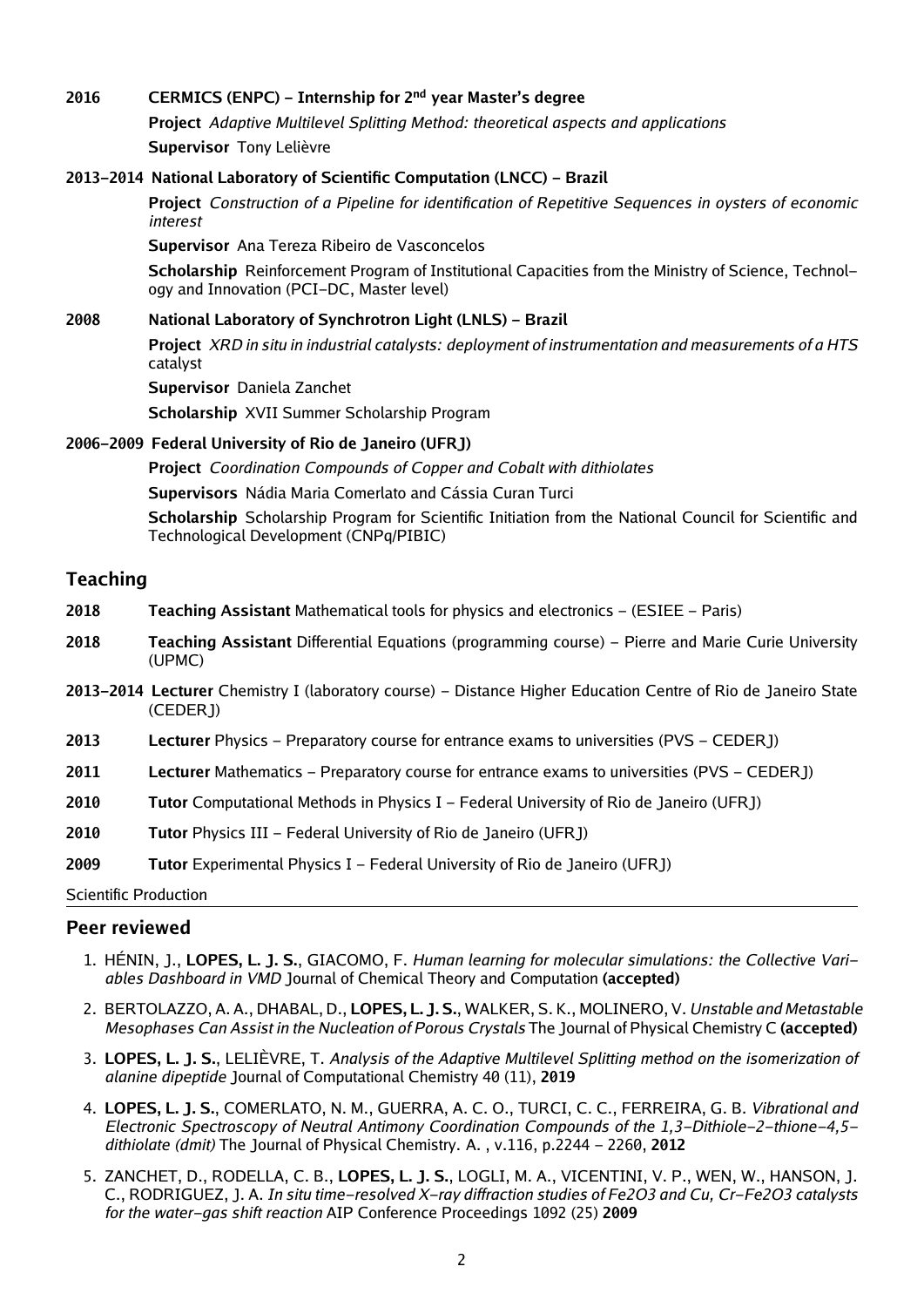**2016** **CERMICS (ENPC) – Internship for 2nd year Master's degree**

**Project** *Adaptive Multilevel Splitting Method: theoretical aspects and applications*

**Supervisor** Tony Lelièvre

**2013–2014** **National Laboratory of Scientific Computation (LNCC) – Brazil**

**Project** *Construction of a Pipeline for identification of Repetitive Sequences in oysters of economic interest*

**Supervisor** Ana Tereza Ribeiro de Vasconcelos

**Scholarship** Reinforcement Program of Institutional Capacities from the Ministry of Science, Technology and Innovation (PCI–DC, Master level)

**2008** **National Laboratory of Synchrotron Light (LNLS) – Brazil**

**Project** *XRD in situ in industrial catalysts: deployment of instrumentation and measurements of a HTS* catalyst

**Supervisor** Daniela Zanchet

**Scholarship** XVII Summer Scholarship Program

**2006–2009** **Federal University of Rio de Janeiro (UFRJ)**

**Project** *Coordination Compounds of Copper and Cobalt with dithiolates*

**Supervisors** Nádia Maria Comerlato and Cássia Curan Turci

**Scholarship** Scholarship Program for Scientific Initiation from the National Council for Scientific and Technological Development (CNPq/PIBIC)

## Teaching

**2018** **Teaching Assistant** Mathematical tools for physics and electronics – (ESIEE – Paris)

**2018** **Teaching Assistant** Differential Equations (programming course) – Pierre and Marie Curie University (UPMC)

**2013–2014** **Lecturer** Chemistry I (laboratory course) – Distance Higher Education Centre of Rio de Janeiro State (CEDERJ)

**2013** **Lecturer** Physics – Preparatory course for entrance exams to universities (PVS – CEDERJ)

**2011** **Lecturer** Mathematics – Preparatory course for entrance exams to universities (PVS – CEDERJ)

**2010** **Tutor** Computational Methods in Physics I – Federal University of Rio de Janeiro (UFRJ)

**2010** **Tutor** Physics III – Federal University of Rio de Janeiro (UFRJ)

**2009** **Tutor** Experimental Physics I – Federal University of Rio de Janeiro (UFRJ)

Scientific Production

## Peer reviewed

1. HÉNIN, J., **LOPES, L. J. S.**, GIACOMO, F. *Human learning for molecular simulations: the Collective Variables Dashboard in VMD* Journal of Chemical Theory and Computation **(accepted)**
2. BERTOLAZZO, A. A., DHABAL, D., **LOPES, L. J. S.**, WALKER, S. K., MOLINERO, V. *Unstable and Metastable Mesophases Can Assist in the Nucleation of Porous Crystals* The Journal of Physical Chemistry C **(accepted)**
3. **LOPES, L. J. S.**, LELIÈVRE, T. *Analysis of the Adaptive Multilevel Splitting method on the isomerization of alanine dipeptide* Journal of Computational Chemistry 40 (11), **2019**
4. **LOPES, L. J. S.**, COMERLATO, N. M., GUERRA, A. C. O., TURCI, C. C., FERREIRA, G. B. *Vibrational and Electronic Spectroscopy of Neutral Antimony Coordination Compounds of the 1,3-Dithiole-2-thione-4,5-dithiolate (dmit)* The Journal of Physical Chemistry. A. , v.116, p.2244 – 2260, **2012**
5. ZANCHET, D., RODELLA, C. B., **LOPES, L. J. S.**, LOGLI, M. A., VICENTINI, V. P., WEN, W., HANSON, J. C., RODRIGUEZ, J. A. *In situ time-resolved X-ray diffraction studies of $Fe_2O_3$ and Cu, Cr-$Fe_2O_3$ catalysts for the water-gas shift reaction* AIP Conference Proceedings 1092 (25) **2009**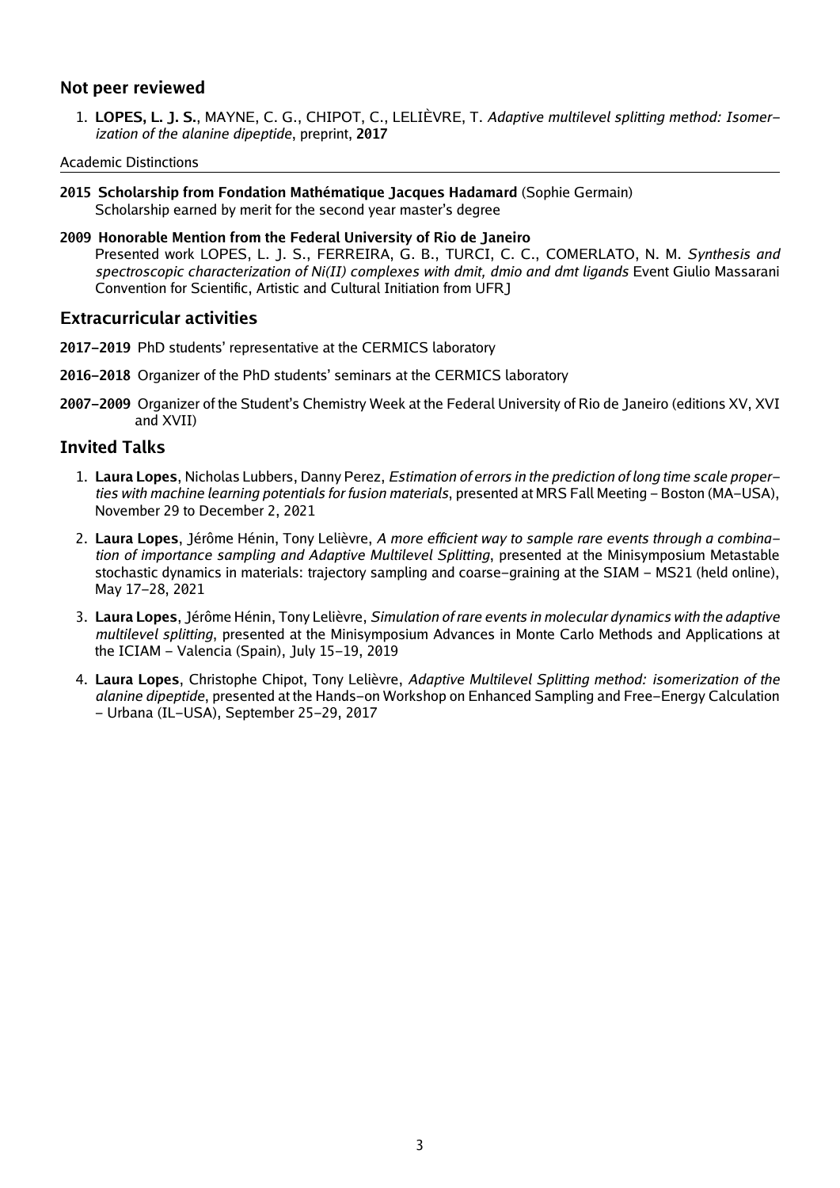## Not peer reviewed

1. **LOPES, L. J. S.**, MAYNE, C. G., CHIPOT, C., LELIÈVRE, T. *Adaptive multilevel splitting method: Isomerization of the alanine dipeptide*, preprint, **2017**

## Academic Distinctions

**2015 Scholarship from Fondation Mathématique Jacques Hadamard** (Sophie Germain)
Scholarship earned by merit for the second year master's degree

**2009 Honorable Mention from the Federal University of Rio de Janeiro**
Presented work LOPES, L. J. S., FERREIRA, G. B., TURCI, C. C., COMERLATO, N. M. *Synthesis and spectroscopic characterization of Ni(II) complexes with dmit, dmio and dmt ligands* Event Giulio Massarani Convention for Scientific, Artistic and Cultural Initiation from UFRJ

## Extracurricular activities

**2017–2019** PhD students' representative at the CERMICS laboratory

**2016–2018** Organizer of the PhD students' seminars at the CERMICS laboratory

**2007–2009** Organizer of the Student's Chemistry Week at the Federal University of Rio de Janeiro (editions XV, XVI and XVII)

## Invited Talks

1. **Laura Lopes**, Nicholas Lubbers, Danny Perez, *Estimation of errors in the prediction of long time scale properties with machine learning potentials for fusion materials*, presented at MRS Fall Meeting – Boston (MA-USA), November 29 to December 2, 2021
2. **Laura Lopes**, Jérôme Hénin, Tony Lelièvre, *A more efficient way to sample rare events through a combination of importance sampling and Adaptive Multilevel Splitting*, presented at the Minisymposium Metastable stochastic dynamics in materials: trajectory sampling and coarse-graining at the SIAM – MS21 (held online), May 17–28, 2021
3. **Laura Lopes**, Jérôme Hénin, Tony Lelièvre, *Simulation of rare events in molecular dynamics with the adaptive multilevel splitting*, presented at the Minisymposium Advances in Monte Carlo Methods and Applications at the ICIAM – Valencia (Spain), July 15–19, 2019
4. **Laura Lopes**, Christophe Chipot, Tony Lelièvre, *Adaptive Multilevel Splitting method: isomerization of the alanine dipeptide*, presented at the Hands-on Workshop on Enhanced Sampling and Free-Energy Calculation – Urbana (IL-USA), September 25–29, 2017